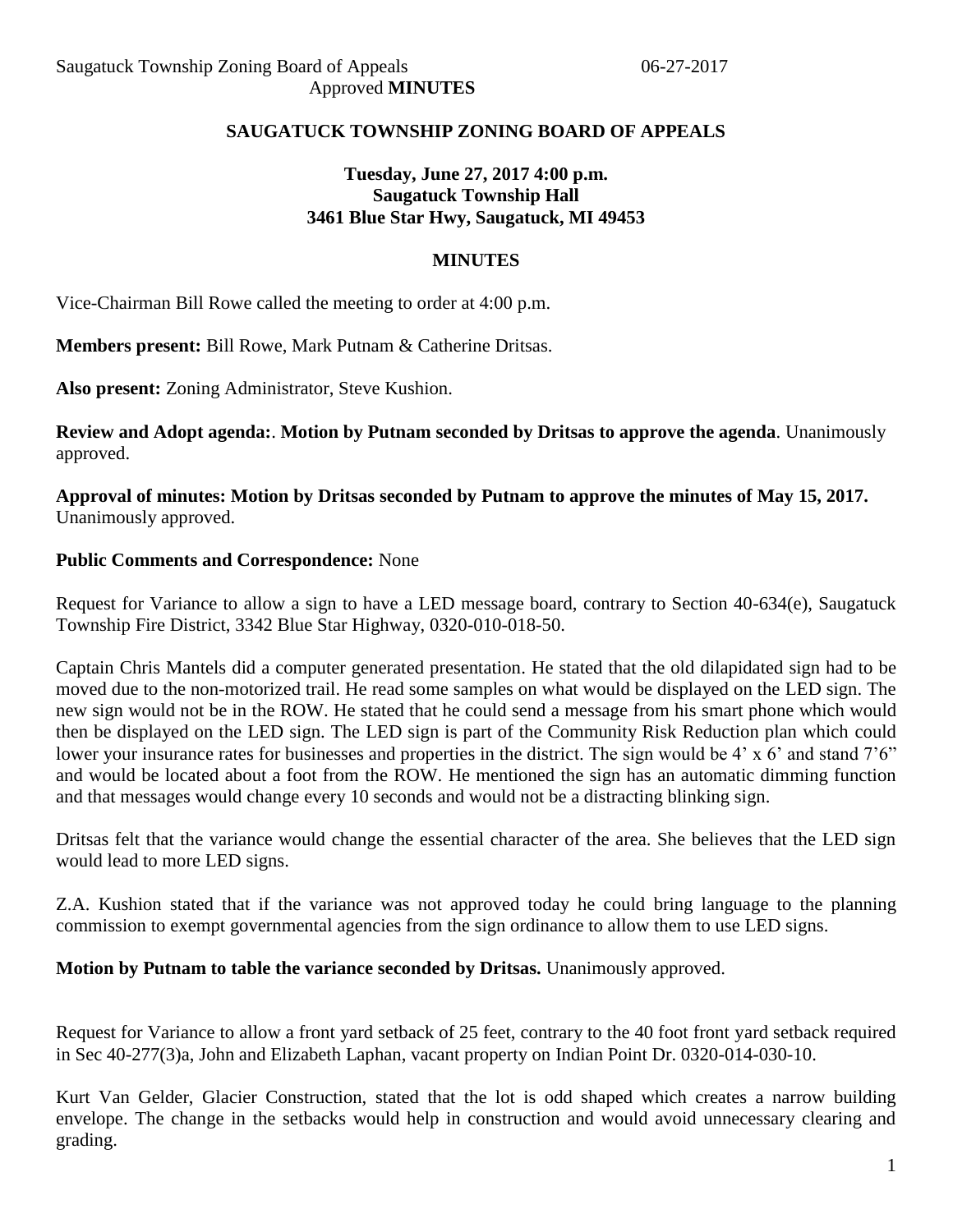# SAUGATUCK TOWNSHIP ZONING BOARD OF APPEALS

**Tuesday, June 27, 2017 4:00 p.m.**
**Saugatuck Township Hall**
**3461 Blue Star Hwy, Saugatuck, MI 49453**

## MINUTES

Vice-Chairman Bill Rowe called the meeting to order at 4:00 p.m.

**Members present:** Bill Rowe, Mark Putnam & Catherine Dritsas.

**Also present:** Zoning Administrator, Steve Kushion.

**Review and Adopt agenda:**. **Motion by Putnam seconded by Dritsas to approve the agenda**. Unanimously approved.

**Approval of minutes: Motion by Dritsas seconded by Putnam to approve the minutes of May 15, 2017.** Unanimously approved.

**Public Comments and Correspondence:** None

Request for Variance to allow a sign to have a LED message board, contrary to Section 40-634(e), Saugatuck Township Fire District, 3342 Blue Star Highway, 0320-010-018-50.

Captain Chris Mantels did a computer generated presentation. He stated that the old dilapidated sign had to be moved due to the non-motorized trail. He read some samples on what would be displayed on the LED sign. The new sign would not be in the ROW. He stated that he could send a message from his smart phone which would then be displayed on the LED sign. The LED sign is part of the Community Risk Reduction plan which could lower your insurance rates for businesses and properties in the district. The sign would be 4' x 6' and stand 7'6" and would be located about a foot from the ROW. He mentioned the sign has an automatic dimming function and that messages would change every 10 seconds and would not be a distracting blinking sign.

Dritsas felt that the variance would change the essential character of the area. She believes that the LED sign would lead to more LED signs.

Z.A. Kushion stated that if the variance was not approved today he could bring language to the planning commission to exempt governmental agencies from the sign ordinance to allow them to use LED signs.

**Motion by Putnam to table the variance seconded by Dritsas.** Unanimously approved.

Request for Variance to allow a front yard setback of 25 feet, contrary to the 40 foot front yard setback required in Sec 40-277(3)a, John and Elizabeth Laphan, vacant property on Indian Point Dr. 0320-014-030-10.

Kurt Van Gelder, Glacier Construction, stated that the lot is odd shaped which creates a narrow building envelope. The change in the setbacks would help in construction and would avoid unnecessary clearing and grading.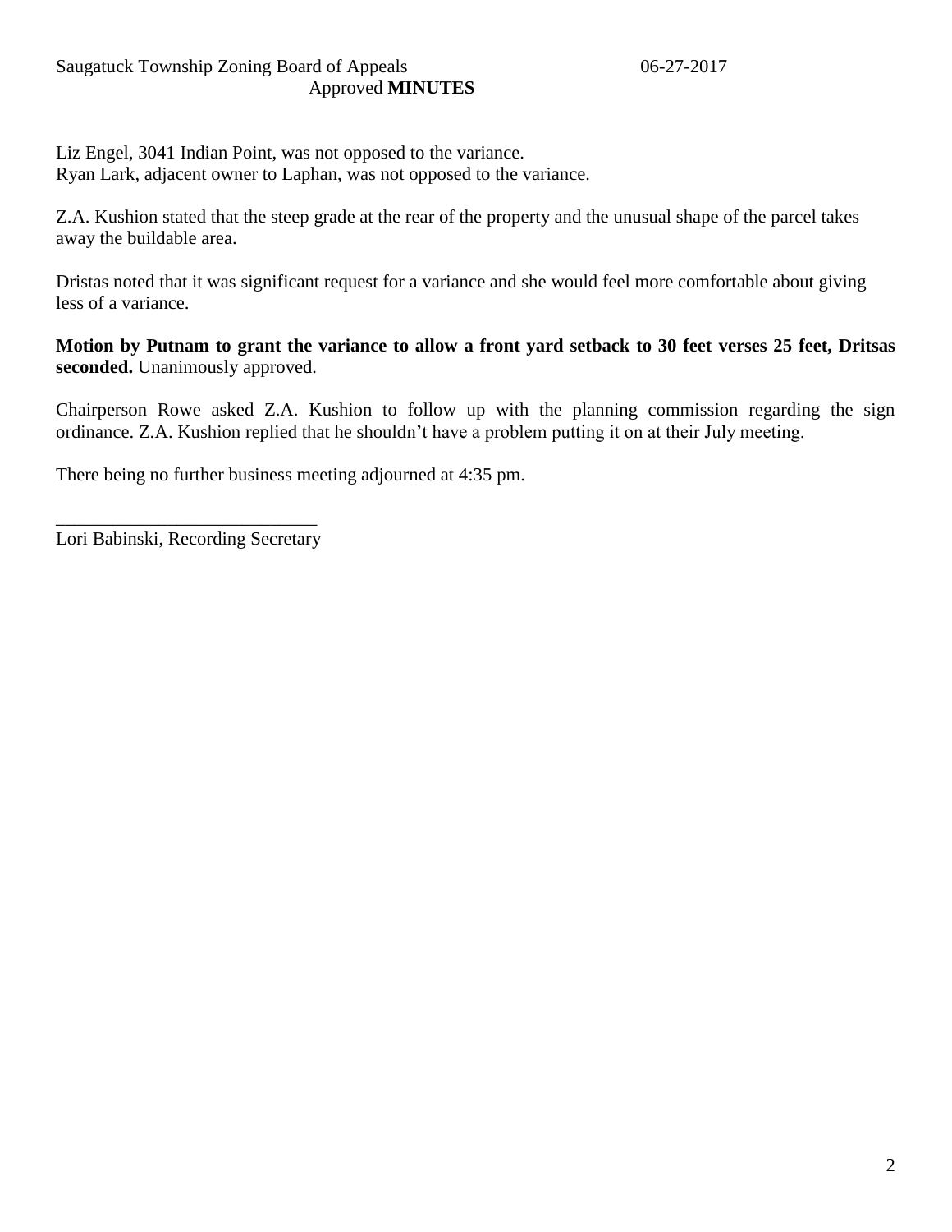Liz Engel, 3041 Indian Point, was not opposed to the variance.
Ryan Lark, adjacent owner to Laphan, was not opposed to the variance.

Z.A. Kushion stated that the steep grade at the rear of the property and the unusual shape of the parcel takes away the buildable area.

Dristas noted that it was significant request for a variance and she would feel more comfortable about giving less of a variance.

**Motion by Putnam to grant the variance to allow a front yard setback to 30 feet verses 25 feet, Dritsas seconded.** Unanimously approved.

Chairperson Rowe asked Z.A. Kushion to follow up with the planning commission regarding the sign ordinance. Z.A. Kushion replied that he shouldn't have a problem putting it on at their July meeting.

There being no further business meeting adjourned at 4:35 pm.

___________________________
Lori Babinski, Recording Secretary